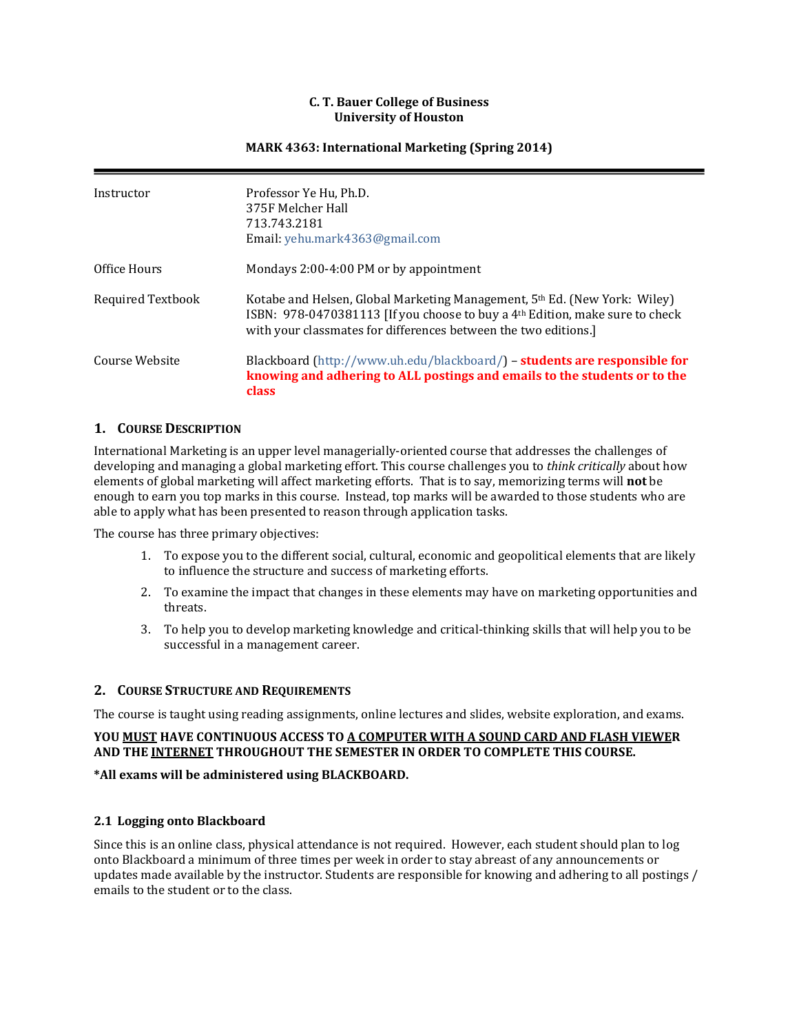**C. T. Bauer College of Business**
**University of Houston**

**MARK 4363: International Marketing (Spring 2014)**

---

| | |
|---|---|
| Instructor | Professor Ye Hu, Ph.D.<br>375F Melcher Hall<br>713.743.2181<br>Email: yehu.mark4363@gmail.com |
| Office Hours | Mondays 2:00-4:00 PM or by appointment |
| Required Textbook | Kotabe and Helsen, Global Marketing Management, 5th Ed. (New York: Wiley) ISBN: 978-0470381113 [If you choose to buy a 4th Edition, make sure to check with your classmates for differences between the two editions.] |
| Course Website | Blackboard (http://www.uh.edu/blackboard/) – **students are responsible for knowing and adhering to ALL postings and emails to the students or to the class** |

## 1. Course Description

International Marketing is an upper level managerially-oriented course that addresses the challenges of developing and managing a global marketing effort. This course challenges you to *think critically* about how elements of global marketing will affect marketing efforts. That is to say, memorizing terms will **not** be enough to earn you top marks in this course. Instead, top marks will be awarded to those students who are able to apply what has been presented to reason through application tasks.

The course has three primary objectives:

1. To expose you to the different social, cultural, economic and geopolitical elements that are likely to influence the structure and success of marketing efforts.
2. To examine the impact that changes in these elements may have on marketing opportunities and threats.
3. To help you to develop marketing knowledge and critical-thinking skills that will help you to be successful in a management career.

## 2. Course Structure and Requirements

The course is taught using reading assignments, online lectures and slides, website exploration, and exams.

**YOU MUST HAVE CONTINUOUS ACCESS TO A COMPUTER WITH A SOUND CARD AND FLASH VIEWER AND THE INTERNET THROUGHOUT THE SEMESTER IN ORDER TO COMPLETE THIS COURSE.**

**\*All exams will be administered using BLACKBOARD.**

### 2.1 Logging onto Blackboard

Since this is an online class, physical attendance is not required. However, each student should plan to log onto Blackboard a minimum of three times per week in order to stay abreast of any announcements or updates made available by the instructor. Students are responsible for knowing and adhering to all postings / emails to the student or to the class.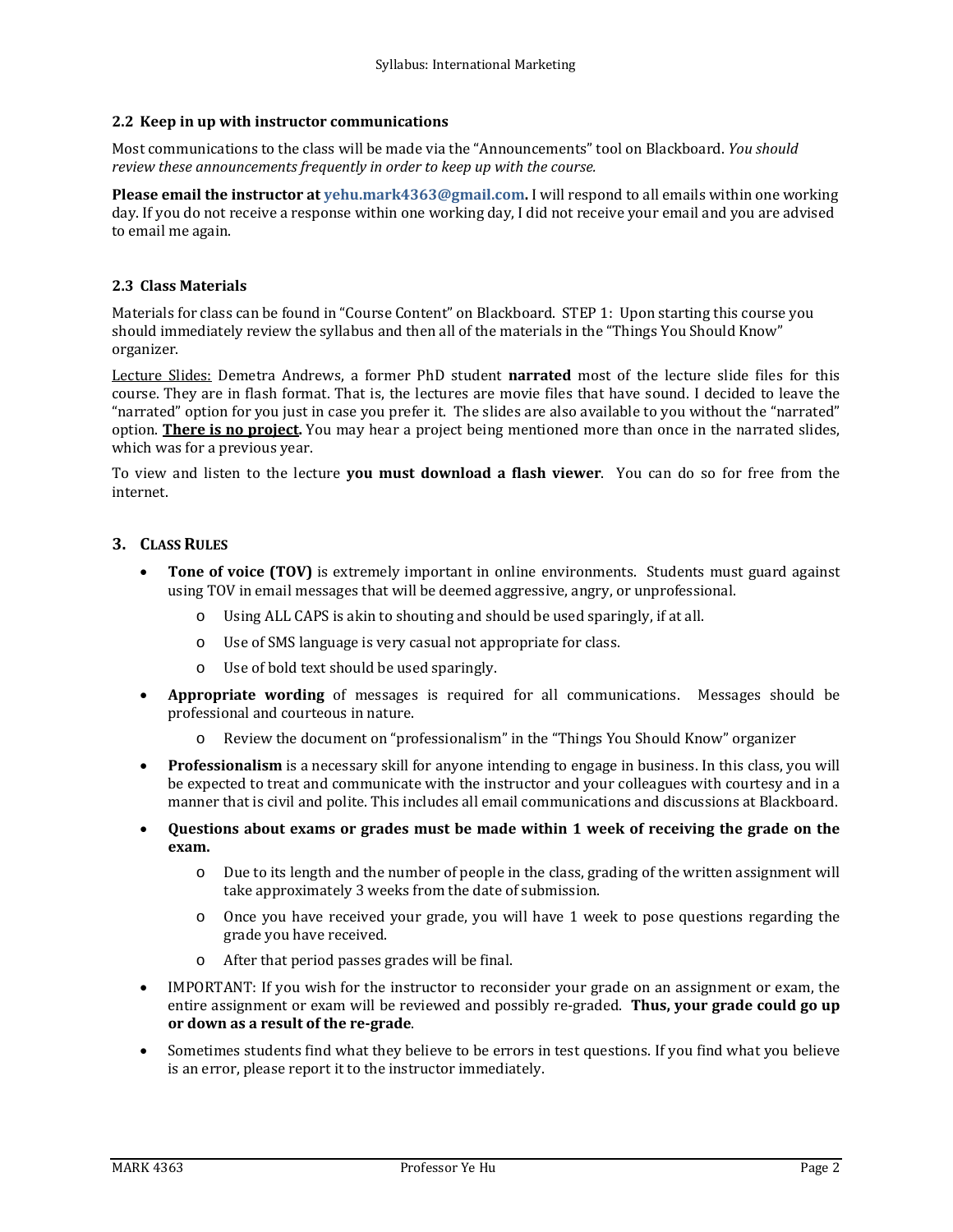### 2.2 Keep in up with instructor communications

Most communications to the class will be made via the "Announcements" tool on Blackboard. *You should review these announcements frequently in order to keep up with the course.*

**Please email the instructor at yehu.mark4363@gmail.com.** I will respond to all emails within one working day. If you do not receive a response within one working day, I did not receive your email and you are advised to email me again.

### 2.3 Class Materials

Materials for class can be found in "Course Content" on Blackboard. STEP 1: Upon starting this course you should immediately review the syllabus and then all of the materials in the "Things You Should Know" organizer.

Lecture Slides: Demetra Andrews, a former PhD student **narrated** most of the lecture slide files for this course. They are in flash format. That is, the lectures are movie files that have sound. I decided to leave the "narrated" option for you just in case you prefer it. The slides are also available to you without the "narrated" option. **There is no project.** You may hear a project being mentioned more than once in the narrated slides, which was for a previous year.

To view and listen to the lecture **you must download a flash viewer**. You can do so for free from the internet.

## 3. Class Rules

- **Tone of voice (TOV)** is extremely important in online environments. Students must guard against using TOV in email messages that will be deemed aggressive, angry, or unprofessional.
  - Using ALL CAPS is akin to shouting and should be used sparingly, if at all.
  - Use of SMS language is very casual not appropriate for class.
  - Use of bold text should be used sparingly.
- **Appropriate wording** of messages is required for all communications. Messages should be professional and courteous in nature.
  - Review the document on "professionalism" in the "Things You Should Know" organizer
- **Professionalism** is a necessary skill for anyone intending to engage in business. In this class, you will be expected to treat and communicate with the instructor and your colleagues with courtesy and in a manner that is civil and polite. This includes all email communications and discussions at Blackboard.
- **Questions about exams or grades must be made within 1 week of receiving the grade on the exam.**
  - Due to its length and the number of people in the class, grading of the written assignment will take approximately 3 weeks from the date of submission.
  - Once you have received your grade, you will have 1 week to pose questions regarding the grade you have received.
  - After that period passes grades will be final.
- IMPORTANT: If you wish for the instructor to reconsider your grade on an assignment or exam, the entire assignment or exam will be reviewed and possibly re-graded. **Thus, your grade could go up or down as a result of the re-grade**.
- Sometimes students find what they believe to be errors in test questions. If you find what you believe is an error, please report it to the instructor immediately.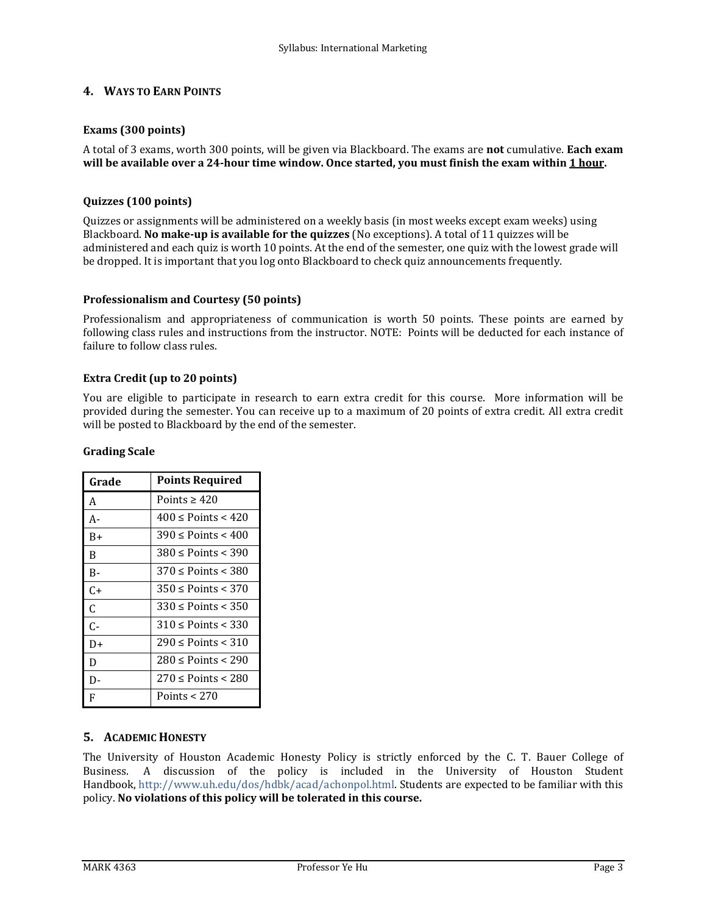## 4. Ways to Earn Points

### Exams (300 points)

A total of 3 exams, worth 300 points, will be given via Blackboard. The exams are **not** cumulative. **Each exam will be available over a 24-hour time window. Once started, you must finish the exam within <u>1 hour</u>.**

### Quizzes (100 points)

Quizzes or assignments will be administered on a weekly basis (in most weeks except exam weeks) using Blackboard. **No make-up is available for the quizzes** (No exceptions). A total of 11 quizzes will be administered and each quiz is worth 10 points. At the end of the semester, one quiz with the lowest grade will be dropped. It is important that you log onto Blackboard to check quiz announcements frequently.

### Professionalism and Courtesy (50 points)

Professionalism and appropriateness of communication is worth 50 points. These points are earned by following class rules and instructions from the instructor. NOTE: Points will be deducted for each instance of failure to follow class rules.

### Extra Credit (up to 20 points)

You are eligible to participate in research to earn extra credit for this course. More information will be provided during the semester. You can receive up to a maximum of 20 points of extra credit. All extra credit will be posted to Blackboard by the end of the semester.

### Grading Scale

| Grade | Points Required |
|---|---|
| A | Points ≥ 420 |
| A- | 400 ≤ Points < 420 |
| B+ | 390 ≤ Points < 400 |
| B | 380 ≤ Points < 390 |
| B- | 370 ≤ Points < 380 |
| C+ | 350 ≤ Points < 370 |
| C | 330 ≤ Points < 350 |
| C- | 310 ≤ Points < 330 |
| D+ | 290 ≤ Points < 310 |
| D | 280 ≤ Points < 290 |
| D- | 270 ≤ Points < 280 |
| F | Points < 270 |

## 5. Academic Honesty

The University of Houston Academic Honesty Policy is strictly enforced by the C. T. Bauer College of Business. A discussion of the policy is included in the University of Houston Student Handbook, http://www.uh.edu/dos/hdbk/acad/achonpol.html. Students are expected to be familiar with this policy. **No violations of this policy will be tolerated in this course.**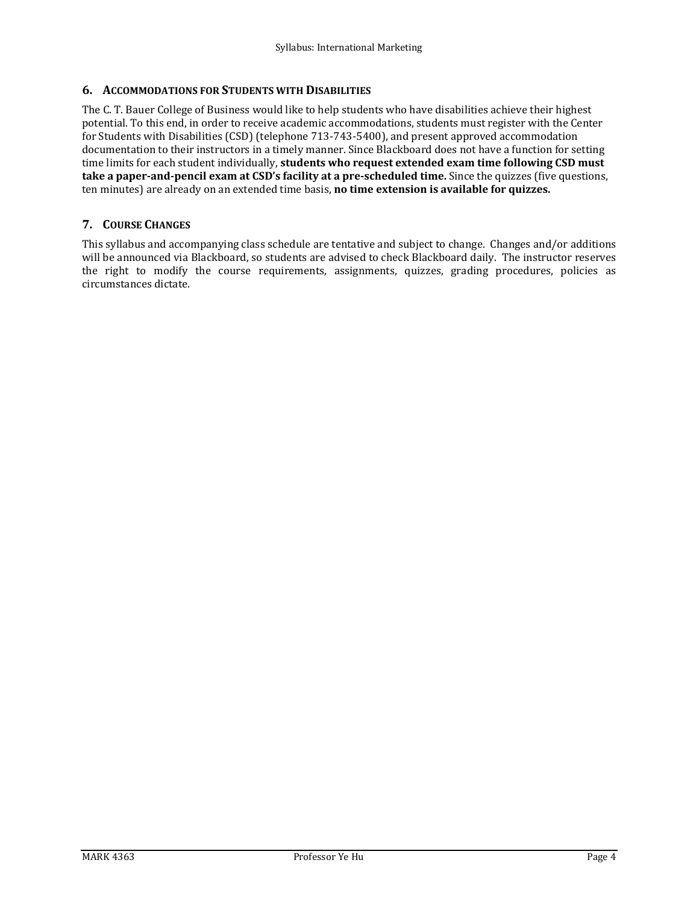## 6. Accommodations for Students with Disabilities

The C. T. Bauer College of Business would like to help students who have disabilities achieve their highest potential. To this end, in order to receive academic accommodations, students must register with the Center for Students with Disabilities (CSD) (telephone 713-743-5400), and present approved accommodation documentation to their instructors in a timely manner. Since Blackboard does not have a function for setting time limits for each student individually, **students who request extended exam time following CSD must take a paper-and-pencil exam at CSD's facility at a pre-scheduled time.** Since the quizzes (five questions, ten minutes) are already on an extended time basis, **no time extension is available for quizzes.**

## 7. Course Changes

This syllabus and accompanying class schedule are tentative and subject to change. Changes and/or additions will be announced via Blackboard, so students are advised to check Blackboard daily. The instructor reserves the right to modify the course requirements, assignments, quizzes, grading procedures, policies as circumstances dictate.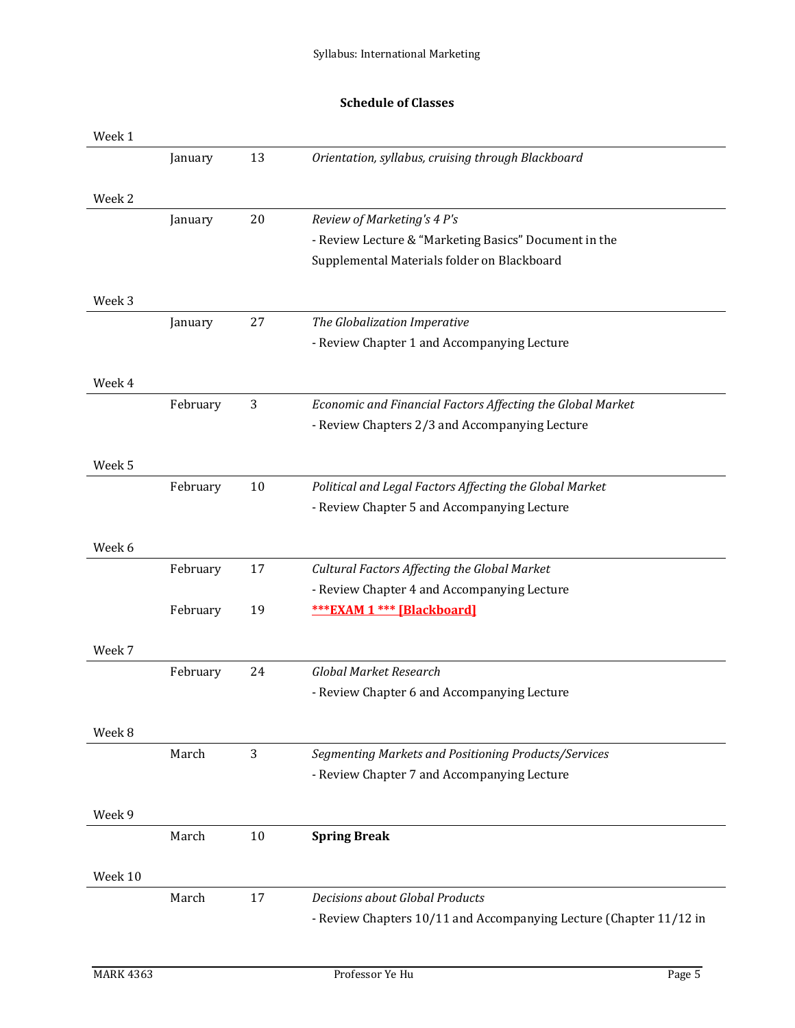## Schedule of Classes

| Week | Month | Day | Topic |
|---|---|---|---|
| Week 1 | | | |
| | January | 13 | *Orientation, syllabus, cruising through Blackboard* |
| Week 2 | | | |
| | January | 20 | *Review of Marketing's 4 P's*<br>- Review Lecture & "Marketing Basics" Document in the Supplemental Materials folder on Blackboard |
| Week 3 | | | |
| | January | 27 | *The Globalization Imperative*<br>- Review Chapter 1 and Accompanying Lecture |
| Week 4 | | | |
| | February | 3 | *Economic and Financial Factors Affecting the Global Market*<br>- Review Chapters 2/3 and Accompanying Lecture |
| Week 5 | | | |
| | February | 10 | *Political and Legal Factors Affecting the Global Market*<br>- Review Chapter 5 and Accompanying Lecture |
| Week 6 | | | |
| | February | 17 | *Cultural Factors Affecting the Global Market*<br>- Review Chapter 4 and Accompanying Lecture |
| | February | 19 | **\*\*\*EXAM 1 \*\*\* [Blackboard]** |
| Week 7 | | | |
| | February | 24 | *Global Market Research*<br>- Review Chapter 6 and Accompanying Lecture |
| Week 8 | | | |
| | March | 3 | *Segmenting Markets and Positioning Products/Services*<br>- Review Chapter 7 and Accompanying Lecture |
| Week 9 | | | |
| | March | 10 | **Spring Break** |
| Week 10 | | | |
| | March | 17 | *Decisions about Global Products*<br>- Review Chapters 10/11 and Accompanying Lecture (Chapter 11/12 in |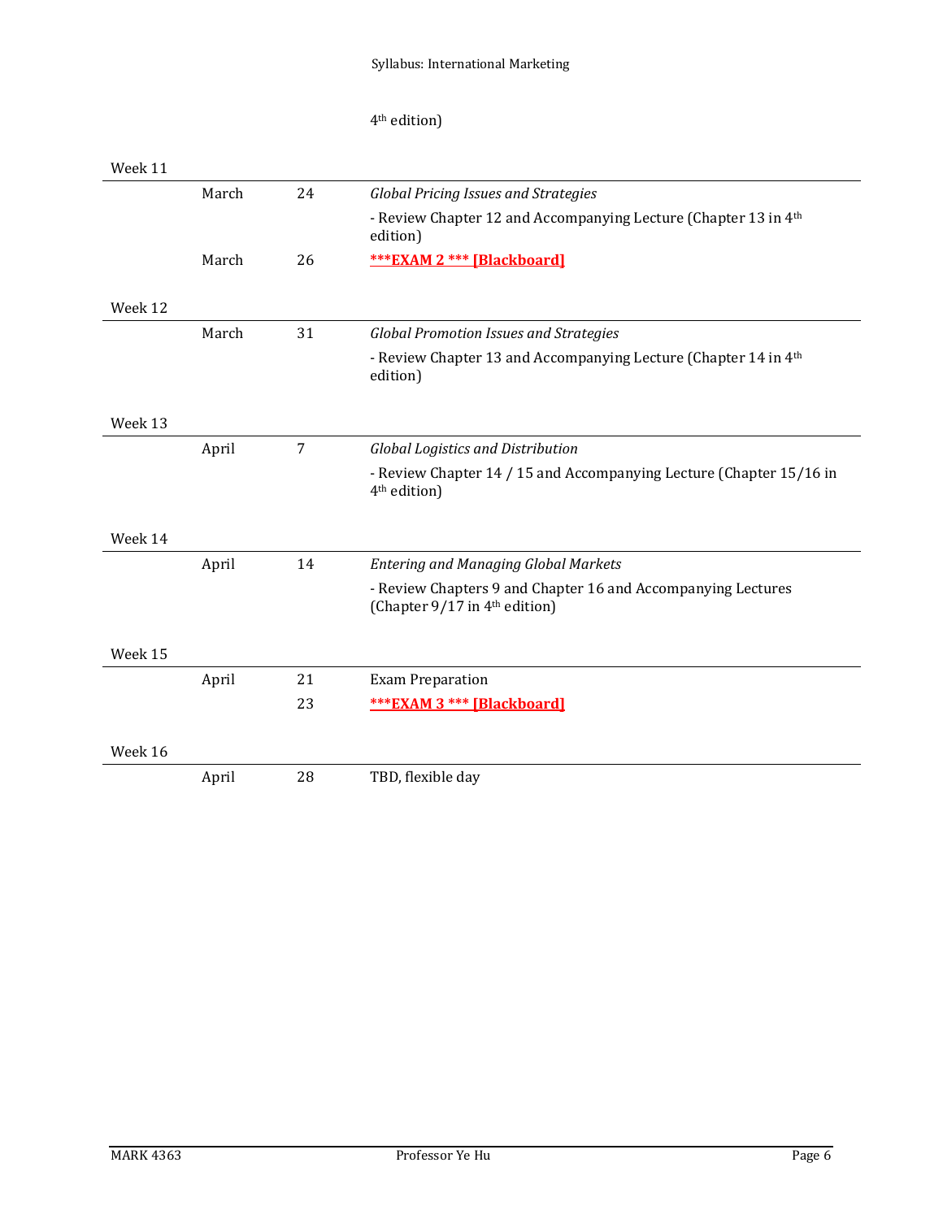4th edition)

| | | | |
|---|---|---|---|
| Week 11 | | | |
| | March | 24 | *Global Pricing Issues and Strategies* |
| | | | - Review Chapter 12 and Accompanying Lecture (Chapter 13 in 4th edition) |
| | March | 26 | **\*\*\*EXAM 2 \*\*\* [Blackboard]** |
| Week 12 | | | |
| | March | 31 | *Global Promotion Issues and Strategies* |
| | | | - Review Chapter 13 and Accompanying Lecture (Chapter 14 in 4th edition) |
| Week 13 | | | |
| | April | 7 | *Global Logistics and Distribution* |
| | | | - Review Chapter 14 / 15 and Accompanying Lecture (Chapter 15/16 in 4th edition) |
| Week 14 | | | |
| | April | 14 | *Entering and Managing Global Markets* |
| | | | - Review Chapters 9 and Chapter 16 and Accompanying Lectures (Chapter 9/17 in 4th edition) |
| Week 15 | | | |
| | April | 21 | Exam Preparation |
| | | 23 | **\*\*\*EXAM 3 \*\*\* [Blackboard]** |
| Week 16 | | | |
| | April | 28 | TBD, flexible day |